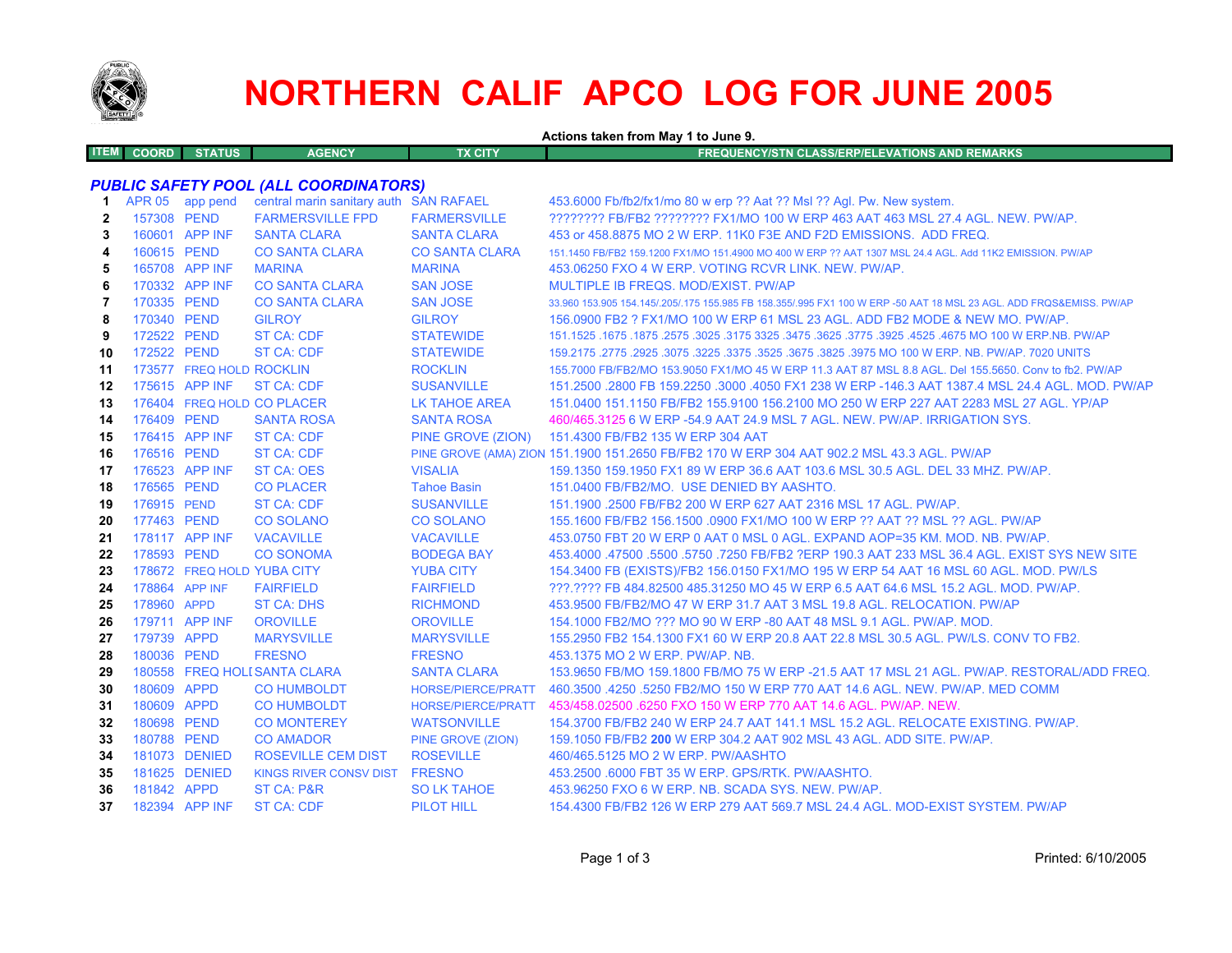# NORTHERN CALIF APCO LOG FOR JUNE 2005

**Actions taken from May 1 to June 9.**

| ITEM | COORD | STATUS | AGENCY | TX CITY | FREQUENCY/STN CLASS/ERP/ELEVATIONS AND REMARKS |
|---|---|---|---|---|---|
| | | | ***PUBLIC SAFETY POOL (ALL COORDINATORS)*** | | |
| 1 | APR 05 | app pend | central marin sanitary auth | SAN RAFAEL | 453.6000 Fb/fb2/fx1/mo 80 w erp ?? Aat ?? Msl ?? Agl. Pw. New system. |
| 2 | 157308 | PEND | FARMERSVILLE FPD | FARMERSVILLE | ???????? FB/FB2 ???????? FX1/MO 100 W ERP 463 AAT 463 MSL 27.4 AGL. NEW. PW/AP. |
| 3 | 160601 | APP INF | SANTA CLARA | SANTA CLARA | 453 or 458.8875 MO 2 W ERP. 11K0 F3E AND F2D EMISSIONS. ADD FREQ. |
| 4 | 160615 | PEND | CO SANTA CLARA | CO SANTA CLARA | 151.1450 FB/FB2 159.1200 FX1/MO 151.4900 MO 400 W ERP ?? AAT 1307 MSL 24.4 AGL. Add 11K2 EMISSION. PW/AP |
| 5 | 165708 | APP INF | MARINA | MARINA | 453.06250 FXO 4 W ERP. VOTING RCVR LINK. NEW. PW/AP. |
| 6 | 170332 | APP INF | CO SANTA CLARA | SAN JOSE | MULTIPLE IB FREQS. MOD/EXIST. PW/AP |
| 7 | 170335 | PEND | CO SANTA CLARA | SAN JOSE | 33.960 153.905 154.145/.205/.175 155.985 FB 158.355/.995 FX1 100 W ERP -50 AAT 18 MSL 23 AGL. ADD FRQS&EMISS. PW/AP |
| 8 | 170340 | PEND | GILROY | GILROY | 156.0900 FB2 ? FX1/MO 100 W ERP 61 MSL 23 AGL. ADD FB2 MODE & NEW MO. PW/AP. |
| 9 | 172522 | PEND | ST CA: CDF | STATEWIDE | 151.1525 .1675 .1875 .2575 .3025 .3175 3325 .3475 .3625 .3775 .3925 .4525 .4675 MO 100 W ERP.NB. PW/AP |
| 10 | 172522 | PEND | ST CA: CDF | STATEWIDE | 159.2175 .2775 .2925 .3075 .3225 .3375 .3525 .3675 .3825 .3975 MO 100 W ERP. NB. PW/AP. 7020 UNITS |
| 11 | 173577 | FREQ HOLD | ROCKLIN | ROCKLIN | 155.7000 FB/FB2/MO 153.9050 FX1/MO 45 W ERP 11.3 AAT 87 MSL 8.8 AGL. Del 155.5650. Conv to fb2. PW/AP |
| 12 | 175615 | APP INF | ST CA: CDF | SUSANVILLE | 151.2500 .2800 FB 159.2250 .3000 .4050 FX1 238 W ERP -146.3 AAT 1387.4 MSL 24.4 AGL. MOD. PW/AP |
| 13 | 176404 | FREQ HOLD | CO PLACER | LK TAHOE AREA | 151.0400 151.1150 FB/FB2 155.9100 156.2100 MO 250 W ERP 227 AAT 2283 MSL 27 AGL. YP/AP |
| 14 | 176409 | PEND | SANTA ROSA | SANTA ROSA | 460/465.3125 6 W ERP -54.9 AAT 24.9 MSL 7 AGL. NEW. PW/AP. IRRIGATION SYS. |
| 15 | 176415 | APP INF | ST CA: CDF | PINE GROVE (ZION) | 151.4300 FB/FB2 135 W ERP 304 AAT |
| 16 | 176516 | PEND | ST CA: CDF | PINE GROVE (AMA) ZION | 151.1900 151.2650 FB/FB2 170 W ERP 304 AAT 902.2 MSL 43.3 AGL. PW/AP |
| 17 | 176523 | APP INF | ST CA: OES | VISALIA | 159.1350 159.1950 FX1 89 W ERP 36.6 AAT 103.6 MSL 30.5 AGL. DEL 33 MHZ. PW/AP. |
| 18 | 176565 | PEND | CO PLACER | Tahoe Basin | 151.0400 FB/FB2/MO. USE DENIED BY AASHTO. |
| 19 | 176915 | PEND | ST CA: CDF | SUSANVILLE | 151.1900 .2500 FB/FB2 200 W ERP 627 AAT 2316 MSL 17 AGL. PW/AP. |
| 20 | 177463 | PEND | CO SOLANO | CO SOLANO | 155.1600 FB/FB2 156.1500 .0900 FX1/MO 100 W ERP ?? AAT ?? MSL ?? AGL. PW/AP |
| 21 | 178117 | APP INF | VACAVILLE | VACAVILLE | 453.0750 FBT 20 W ERP 0 AAT 0 MSL 0 AGL. EXPAND AOP=35 KM. MOD. NB. PW/AP. |
| 22 | 178593 | PEND | CO SONOMA | BODEGA BAY | 453.4000 .47500 .5500 .5750 .7250 FB/FB2 ?ERP 190.3 AAT 233 MSL 36.4 AGL. EXIST SYS NEW SITE |
| 23 | 178672 | FREQ HOLD | YUBA CITY | YUBA CITY | 154.3400 FB (EXISTS)/FB2 156.0150 FX1/MO 195 W ERP 54 AAT 16 MSL 60 AGL. MOD. PW/LS |
| 24 | 178864 | APP INF | FAIRFIELD | FAIRFIELD | ???.???? FB 484.82500 485.31250 MO 45 W ERP 6.5 AAT 64.6 MSL 15.2 AGL. MOD. PW/AP. |
| 25 | 178960 | APPD | ST CA: DHS | RICHMOND | 453.9500 FB/FB2/MO 47 W ERP 31.7 AAT 3 MSL 19.8 AGL. RELOCATION. PW/AP |
| 26 | 179711 | APP INF | OROVILLE | OROVILLE | 154.1000 FB2/MO ??? MO 90 W ERP -80 AAT 48 MSL 9.1 AGL. PW/AP. MOD. |
| 27 | 179739 | APPD | MARYSVILLE | MARYSVILLE | 155.2950 FB2 154.1300 FX1 60 W ERP 20.8 AAT 22.8 MSL 30.5 AGL. PW/LS. CONV TO FB2. |
| 28 | 180036 | PEND | FRESNO | FRESNO | 453.1375 MO 2 W ERP. PW/AP. NB. |
| 29 | 180558 | FREQ HOLD | SANTA CLARA | SANTA CLARA | 153.9650 FB/MO 159.1800 FB/MO 75 W ERP -21.5 AAT 17 MSL 21 AGL. PW/AP. RESTORAL/ADD FREQ. |
| 30 | 180609 | APPD | CO HUMBOLDT | HORSE/PIERCE/PRATT | 460.3500 .4250 .5250 FB2/MO 150 W ERP 770 AAT 14.6 AGL. NEW. PW/AP. MED COMM |
| 31 | 180609 | APPD | CO HUMBOLDT | HORSE/PIERCE/PRATT | 453/458.02500 .6250 FXO 150 W ERP 770 AAT 14.6 AGL. PW/AP. NEW. |
| 32 | 180698 | PEND | CO MONTEREY | WATSONVILLE | 154.3700 FB/FB2 240 W ERP 24.7 AAT 141.1 MSL 15.2 AGL. RELOCATE EXISTING. PW/AP. |
| 33 | 180788 | PEND | CO AMADOR | PINE GROVE (ZION) | 159.1050 FB/FB2 **200** W ERP 304.2 AAT 902 MSL 43 AGL. ADD SITE. PW/AP. |
| 34 | 181073 | DENIED | ROSEVILLE CEM DIST | ROSEVILLE | 460/465.5125 MO 2 W ERP. PW/AASHTO |
| 35 | 181625 | DENIED | KINGS RIVER CONSV DIST | FRESNO | 453.2500 .6000 FBT 35 W ERP. GPS/RTK. PW/AASHTO. |
| 36 | 181842 | APPD | ST CA: P&R | SO LK TAHOE | 453.96250 FXO 6 W ERP. NB. SCADA SYS. NEW. PW/AP. |
| 37 | 182394 | APP INF | ST CA: CDF | PILOT HILL | 154.4300 FB/FB2 126 W ERP 279 AAT 569.7 MSL 24.4 AGL. MOD-EXIST SYSTEM. PW/AP |

Printed: 6/10/2005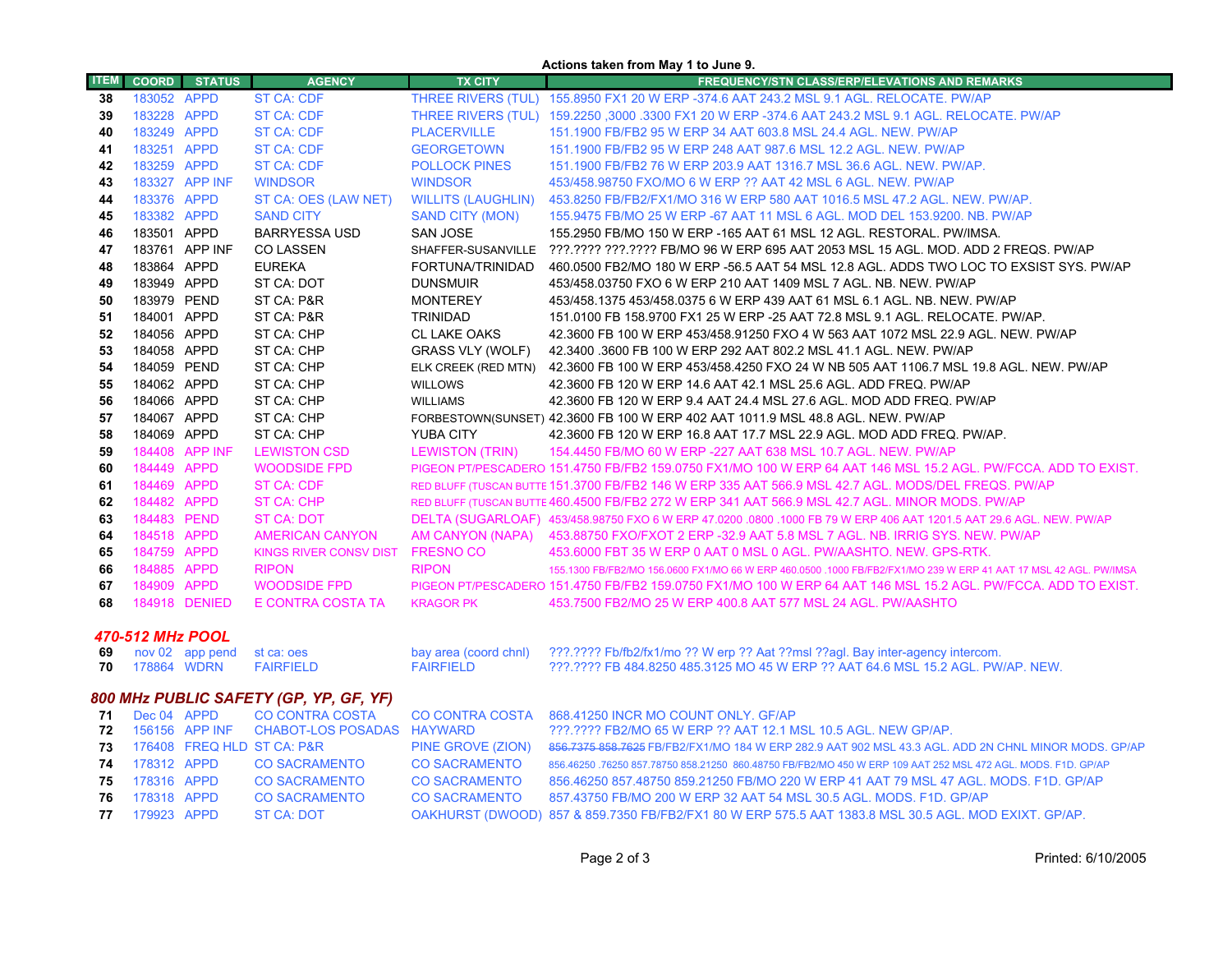**Actions taken from May 1 to June 9.**

| ITEM | COORD | STATUS | AGENCY | TX CITY | FREQUENCY/STN CLASS/ERP/ELEVATIONS AND REMARKS |
|---|---|---|---|---|---|
| 38 | 183052 | APPD | ST CA: CDF | THREE RIVERS (TUL) | 155.8950 FX1 20 W ERP -374.6 AAT 243.2 MSL 9.1 AGL. RELOCATE. PW/AP |
| 39 | 183228 | APPD | ST CA: CDF | THREE RIVERS (TUL) | 159.2250 ,3000 .3300 FX1 20 W ERP -374.6 AAT 243.2 MSL 9.1 AGL. RELOCATE. PW/AP |
| 40 | 183249 | APPD | ST CA: CDF | PLACERVILLE | 151.1900 FB/FB2 95 W ERP 34 AAT 603.8 MSL 24.4 AGL. NEW. PW/AP |
| 41 | 183251 | APPD | ST CA: CDF | GEORGETOWN | 151.1900 FB/FB2 95 W ERP 248 AAT 987.6 MSL 12.2 AGL. NEW. PW/AP |
| 42 | 183259 | APPD | ST CA: CDF | POLLOCK PINES | 151.1900 FB/FB2 76 W ERP 203.9 AAT 1316.7 MSL 36.6 AGL. NEW. PW/AP. |
| 43 | 183327 | APP INF | WINDSOR | WINDSOR | 453/458.98750 FXO/MO 6 W ERP ?? AAT 42 MSL 6 AGL. NEW. PW/AP |
| 44 | 183376 | APPD | ST CA: OES (LAW NET) | WILLITS (LAUGHLIN) | 453.8250 FB/FB2/FX1/MO 316 W ERP 580 AAT 1016.5 MSL 47.2 AGL. NEW. PW/AP. |
| 45 | 183382 | APPD | SAND CITY | SAND CITY (MON) | 155.9475 FB/MO 25 W ERP -67 AAT 11 MSL 6 AGL. MOD DEL 153.9200. NB. PW/AP |
| 46 | 183501 | APPD | BARRYESSA USD | SAN JOSE | 155.2950 FB/MO 150 W ERP -165 AAT 61 MSL 12 AGL. RESTORAL. PW/IMSA. |
| 47 | 183761 | APP INF | CO LASSEN | SHAFFER-SUSANVILLE | ???.???? ???.???? FB/MO 96 W ERP 695 AAT 2053 MSL 15 AGL. MOD. ADD 2 FREQS. PW/AP |
| 48 | 183864 | APPD | EUREKA | FORTUNA/TRINIDAD | 460.0500 FB2/MO 180 W ERP -56.5 AAT 54 MSL 12.8 AGL. ADDS TWO LOC TO EXSIST SYS. PW/AP |
| 49 | 183949 | APPD | ST CA: DOT | DUNSMUIR | 453/458.03750 FXO 6 W ERP 210 AAT 1409 MSL 7 AGL. NB. NEW. PW/AP |
| 50 | 183979 | PEND | ST CA: P&R | MONTEREY | 453/458.1375 453/458.0375 6 W ERP 439 AAT 61 MSL 6.1 AGL. NB. NEW. PW/AP |
| 51 | 184001 | APPD | ST CA: P&R | TRINIDAD | 151.0100 FB 158.9700 FX1 25 W ERP -25 AAT 72.8 MSL 9.1 AGL. RELOCATE. PW/AP. |
| 52 | 184056 | APPD | ST CA: CHP | CL LAKE OAKS | 42.3600 FB 100 W ERP 453/458.91250 FXO 4 W 563 AAT 1072 MSL 22.9 AGL. NEW. PW/AP |
| 53 | 184058 | APPD | ST CA: CHP | GRASS VLY (WOLF) | 42.3400 .3600 FB 100 W ERP 292 AAT 802.2 MSL 41.1 AGL. NEW. PW/AP |
| 54 | 184059 | PEND | ST CA: CHP | ELK CREEK (RED MTN) | 42.3600 FB 100 W ERP 453/458.4250 FXO 24 W NB 505 AAT 1106.7 MSL 19.8 AGL. NEW. PW/AP |
| 55 | 184062 | APPD | ST CA: CHP | WILLOWS | 42.3600 FB 120 W ERP 14.6 AAT 42.1 MSL 25.6 AGL. ADD FREQ. PW/AP |
| 56 | 184066 | APPD | ST CA: CHP | WILLIAMS | 42.3600 FB 120 W ERP 9.4 AAT 24.4 MSL 27.6 AGL. MOD ADD FREQ. PW/AP |
| 57 | 184067 | APPD | ST CA: CHP | FORBESTOWN(SUNSET) | 42.3600 FB 100 W ERP 402 AAT 1011.9 MSL 48.8 AGL. NEW. PW/AP |
| 58 | 184069 | APPD | ST CA: CHP | YUBA CITY | 42.3600 FB 120 W ERP 16.8 AAT 17.7 MSL 22.9 AGL. MOD ADD FREQ. PW/AP. |
| 59 | 184408 | APP INF | LEWISTON CSD | LEWISTON (TRIN) | 154.4450 FB/MO 60 W ERP -227 AAT 638 MSL 10.7 AGL. NEW. PW/AP |
| 60 | 184449 | APPD | WOODSIDE FPD | PIGEON PT/PESCADERO | 151.4750 FB/FB2 159.0750 FX1/MO 100 W ERP 64 AAT 146 MSL 15.2 AGL. PW/FCCA. ADD TO EXIST. |
| 61 | 184469 | APPD | ST CA: CDF | RED BLUFF (TUSCAN BUTTE | 151.3700 FB/FB2 146 W ERP 335 AAT 566.9 MSL 42.7 AGL. MODS/DEL FREQS. PW/AP |
| 62 | 184482 | APPD | ST CA: CHP | RED BLUFF (TUSCAN BUTTE | 460.4500 FB/FB2 272 W ERP 341 AAT 566.9 MSL 42.7 AGL. MINOR MODS. PW/AP |
| 63 | 184483 | PEND | ST CA: DOT | DELTA (SUGARLOAF) | 453/458.98750 FXO 6 W ERP 47.0200 .0800 .1000 FB 79 W ERP 406 AAT 1201.5 AAT 29.6 AGL. NEW. PW/AP |
| 64 | 184518 | APPD | AMERICAN CANYON | AM CANYON (NAPA) | 453.88750 FXO/FXOT 2 ERP -32.9 AAT 5.8 MSL 7 AGL. NB. IRRIG SYS. NEW. PW/AP |
| 65 | 184759 | APPD | KINGS RIVER CONSV DIST | FRESNO CO | 453.6000 FBT 35 W ERP 0 AAT 0 MSL 0 AGL. PW/AASHTO. NEW. GPS-RTK. |
| 66 | 184885 | APPD | RIPON | RIPON | 155.1300 FB/FB2/MO 156.0600 FX1/MO 66 W ERP 460.0500 .1000 FB/FB2/FX1/MO 239 W ERP 41 AAT 17 MSL 42 AGL. PW/IMSA |
| 67 | 184909 | APPD | WOODSIDE FPD | PIGEON PT/PESCADERO | 151.4750 FB/FB2 159.0750 FX1/MO 100 W ERP 64 AAT 146 MSL 15.2 AGL. PW/FCCA. ADD TO EXIST. |
| 68 | 184918 | DENIED | E CONTRA COSTA TA | KRAGOR PK | 453.7500 FB2/MO 25 W ERP 400.8 AAT 577 MSL 24 AGL. PW/AASHTO |

### *470-512 MHz POOL*

| ITEM | COORD | STATUS | AGENCY | TX CITY | FREQUENCY/STN CLASS/ERP/ELEVATIONS AND REMARKS |
|---|---|---|---|---|---|
| 69 | nov 02 | app pend | st ca: oes | bay area (coord chnl) | ???.???? Fb/fb2/fx1/mo ?? W erp ?? Aat ??msl ??agl. Bay inter-agency intercom. |
| 70 | 178864 | WDRN | FAIRFIELD | FAIRFIELD | ???.???? FB 484.8250 485.3125 MO 45 W ERP ?? AAT 64.6 MSL 15.2 AGL. PW/AP. NEW. |

### *800 MHz PUBLIC SAFETY (GP, YP, GF, YF)*

| ITEM | COORD | STATUS | AGENCY | TX CITY | FREQUENCY/STN CLASS/ERP/ELEVATIONS AND REMARKS |
|---|---|---|---|---|---|
| 71 | Dec 04 | APPD | CO CONTRA COSTA | CO CONTRA COSTA | 868.41250 INCR MO COUNT ONLY. GF/AP |
| 72 | 156156 | APP INF | CHABOT-LOS POSADAS | HAYWARD | ???.???? FB2/MO 65 W ERP ?? AAT 12.1 MSL 10.5 AGL. NEW GP/AP. |
| 73 | 176408 | FREQ HLD | ST CA: P&R | PINE GROVE (ZION) | ~~856.7375 858.7625~~ FB/FB2/FX1/MO 184 W ERP 282.9 AAT 902 MSL 43.3 AGL. ADD 2N CHNL MINOR MODS. GP/AP |
| 74 | 178312 | APPD | CO SACRAMENTO | CO SACRAMENTO | 856.46250 .76250 857.78750 858.21250 860.48750 FB/FB2/MO 450 W ERP 109 AAT 252 MSL 472 AGL. MODS. F1D. GP/AP |
| 75 | 178316 | APPD | CO SACRAMENTO | CO SACRAMENTO | 856.46250 857.48750 859.21250 FB/MO 220 W ERP 41 AAT 79 MSL 47 AGL. MODS. F1D. GP/AP |
| 76 | 178318 | APPD | CO SACRAMENTO | CO SACRAMENTO | 857.43750 FB/MO 200 W ERP 32 AAT 54 MSL 30.5 AGL. MODS. F1D. GP/AP |
| 77 | 179923 | APPD | ST CA: DOT | OAKHURST (DWOOD) | 857 & 859.7350 FB/FB2/FX1 80 W ERP 575.5 AAT 1383.8 MSL 30.5 AGL. MOD EXIXT. GP/AP. |

Printed: 6/10/2005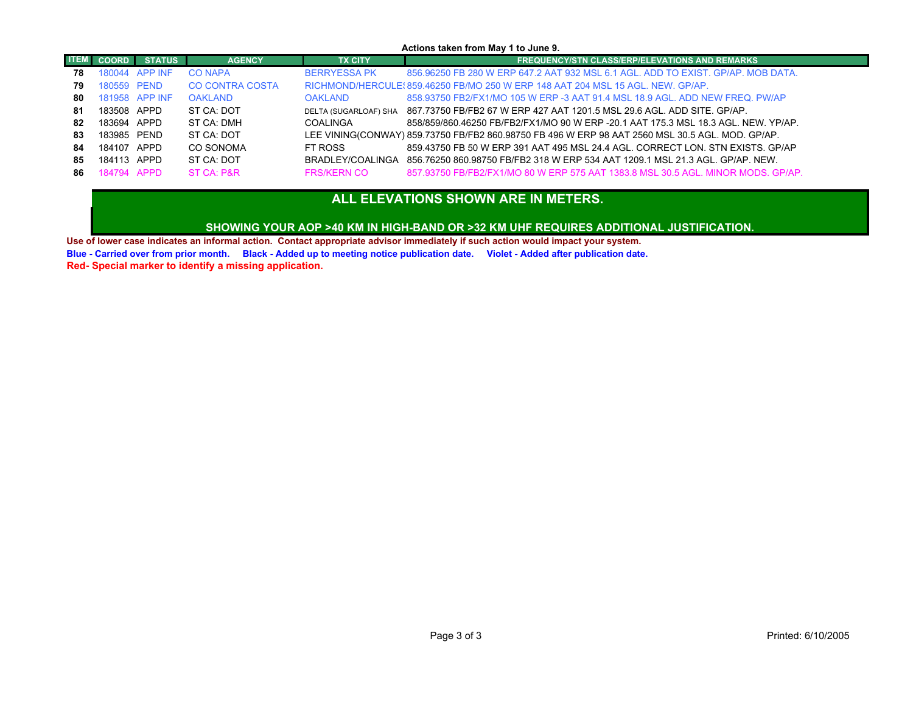**Actions taken from May 1 to June 9.**

| ITEM | COORD | STATUS | AGENCY | TX CITY | FREQUENCY/STN CLASS/ERP/ELEVATIONS AND REMARKS |
|---|---|---|---|---|---|
| 78 | 180044 | APP INF | CO NAPA | BERRYESSA PK | 856.96250 FB 280 W ERP 647.2 AAT 932 MSL 6.1 AGL. ADD TO EXIST. GP/AP. MOB DATA. |
| 79 | 180559 | PEND | CO CONTRA COSTA | RICHMOND/HERCULES | 859.46250 FB/MO 250 W ERP 148 AAT 204 MSL 15 AGL. NEW. GP/AP. |
| 80 | 181958 | APP INF | OAKLAND | OAKLAND | 858.93750 FB2/FX1/MO 105 W ERP -3 AAT 91.4 MSL 18.9 AGL. ADD NEW FREQ. PW/AP |
| 81 | 183508 | APPD | ST CA: DOT | DELTA (SUGARLOAF) SHA | 867.73750 FB/FB2 67 W ERP 427 AAT 1201.5 MSL 29.6 AGL. ADD SITE. GP/AP. |
| 82 | 183694 | APPD | ST CA: DMH | COALINGA | 858/859/860.46250 FB/FB2/FX1/MO 90 W ERP -20.1 AAT 175.3 MSL 18.3 AGL. NEW. YP/AP. |
| 83 | 183985 | PEND | ST CA: DOT | LEE VINING(CONWAY) | 859.73750 FB/FB2 860.98750 FB 496 W ERP 98 AAT 2560 MSL 30.5 AGL. MOD. GP/AP. |
| 84 | 184107 | APPD | CO SONOMA | FT ROSS | 859.43750 FB 50 W ERP 391 AAT 495 MSL 24.4 AGL. CORRECT LON. STN EXISTS. GP/AP |
| 85 | 184113 | APPD | ST CA: DOT | BRADLEY/COALINGA | 856.76250 860.98750 FB/FB2 318 W ERP 534 AAT 1209.1 MSL 21.3 AGL. GP/AP. NEW. |
| 86 | 184794 | APPD | ST CA: P&R | FRS/KERN CO | 857.93750 FB/FB2/FX1/MO 80 W ERP 575 AAT 1383.8 MSL 30.5 AGL. MINOR MODS. GP/AP. |

**ALL ELEVATIONS SHOWN ARE IN METERS.**

**SHOWING YOUR AOP >40 KM IN HIGH-BAND OR >32 KM UHF REQUIRES ADDITIONAL JUSTIFICATION.**

**Use of lower case indicates an informal action. Contact appropriate advisor immediately if such action would impact your system.**

**Blue - Carried over from prior month. Black - Added up to meeting notice publication date. Violet - Added after publication date.**

**Red- Special marker to identify a missing application.**

Printed: 6/10/2005